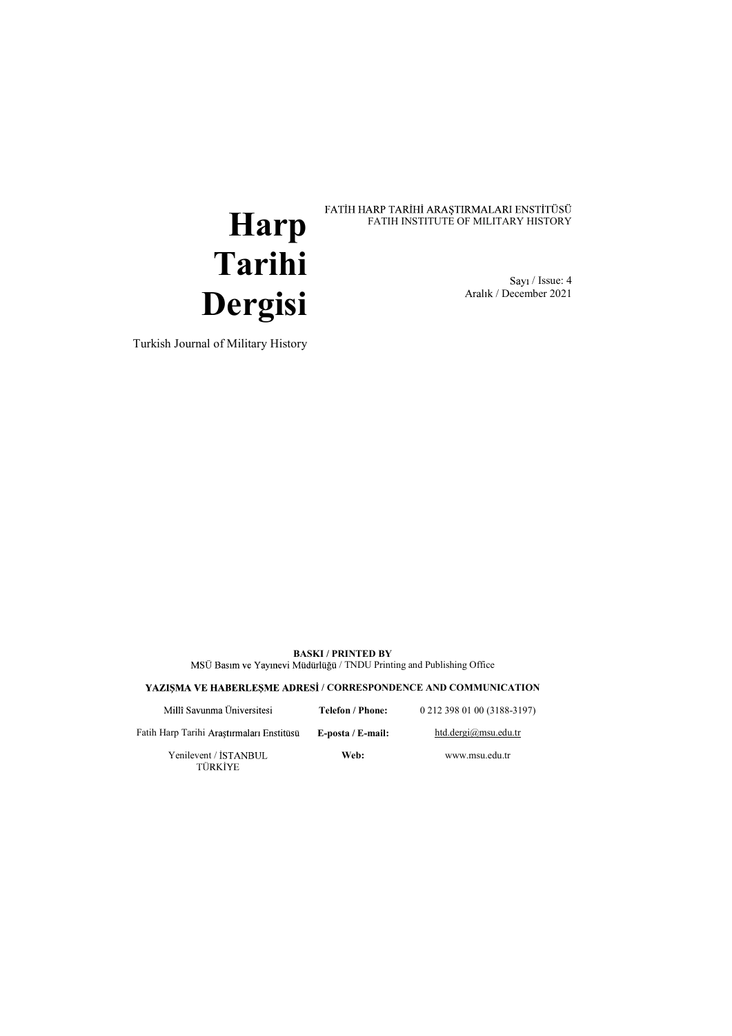# Harp Tarihi Dergisi

Turkish Journal of Military History

FATİH HARP TARİHİ ARAŞTIRMALARI ENSTİTÜSÜ
FATIH INSTITUTE OF MILITARY HISTORY

Sayı / Issue: 4
Aralık / December 2021

**BASKI / PRINTED BY**
MSÜ Basım ve Yayınevi Müdürlüğü / TNDU Printing and Publishing Office

**YAZIŞMA VE HABERLEŞME ADRESİ / CORRESPONDENCE AND COMMUNICATION**

| | | |
|---|---|---|
| Millî Savunma Üniversitesi | **Telefon / Phone:** | 0 212 398 01 00 (3188-3197) |
| Fatih Harp Tarihi Araştırmaları Enstitüsü | **E-posta / E-mail:** | htd.dergi@msu.edu.tr |
| Yenilevent / İSTANBUL TÜRKİYE | **Web:** | www.msu.edu.tr |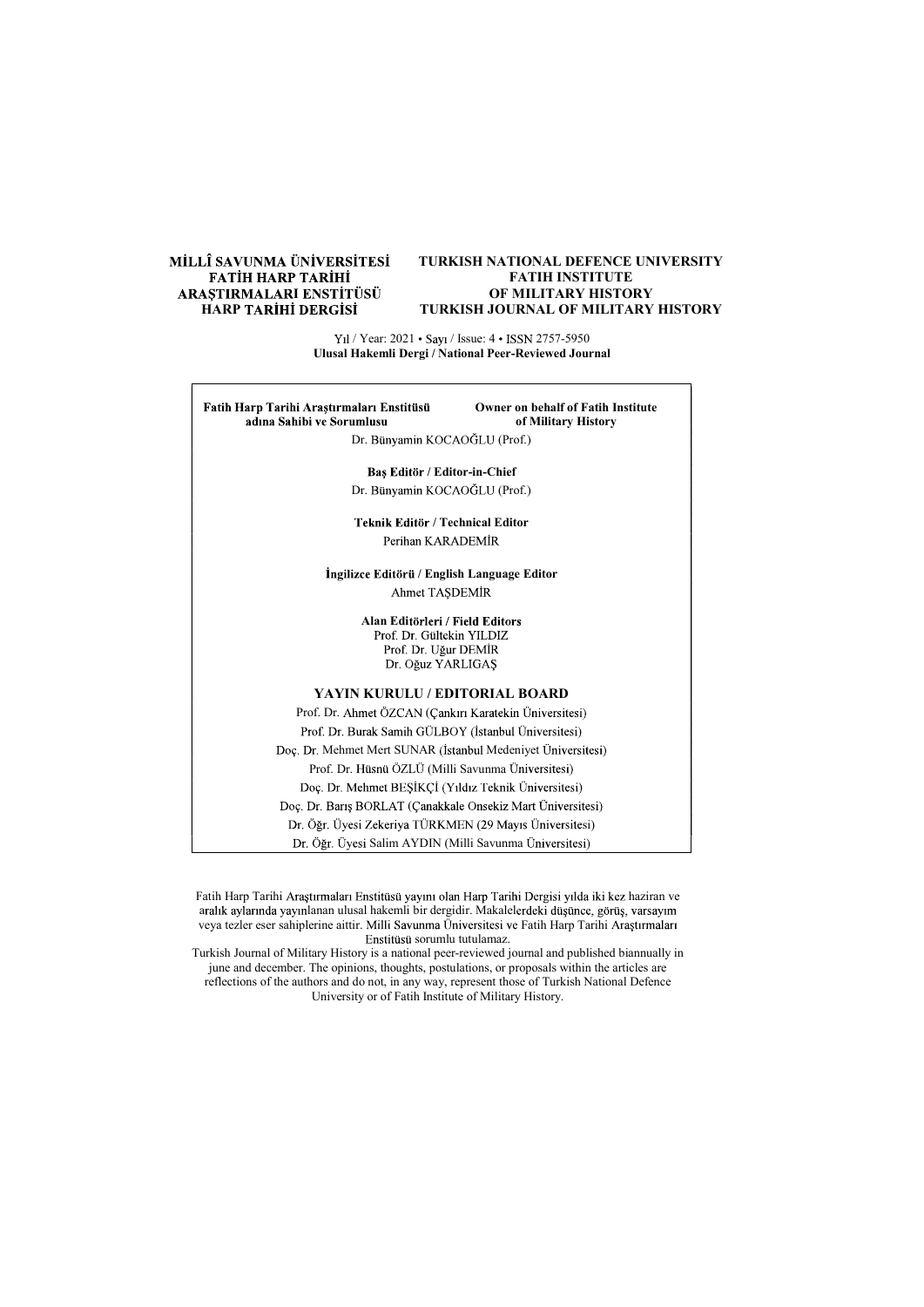**MİLLÎ SAVUNMA ÜNİVERSİTESİ**
**FATİH HARP TARİHİ**
**ARAŞTIRMALARI ENSTİTÜSÜ**
**HARP TARİHİ DERGİSİ**

**TURKISH NATIONAL DEFENCE UNIVERSITY**
**FATIH INSTITUTE**
**OF MILITARY HISTORY**
**TURKISH JOURNAL OF MILITARY HISTORY**

Yıl / Year: 2021 • Sayı / Issue: 4 • ISSN 2757-5950
**Ulusal Hakemli Dergi / National Peer-Reviewed Journal**

**Fatih Harp Tarihi Araştırmaları Enstitüsü adına Sahibi ve Sorumlusu** / **Owner on behalf of Fatih Institute of Military History**
Dr. Bünyamin KOCAOĞLU (Prof.)

**Baş Editör / Editor-in-Chief**
Dr. Bünyamin KOCAOĞLU (Prof.)

**Teknik Editör / Technical Editor**
Perihan KARADEMİR

**İngilizce Editörü / English Language Editor**
Ahmet TAŞDEMİR

**Alan Editörleri / Field Editors**
Prof. Dr. Gültekin YILDIZ
Prof. Dr. Uğur DEMİR
Dr. Oğuz YARLIGAŞ

**YAYIN KURULU / EDITORIAL BOARD**

Prof. Dr. Ahmet ÖZCAN (Çankırı Karatekin Üniversitesi)
Prof. Dr. Burak Samih GÜLBOY (İstanbul Üniversitesi)
Doç. Dr. Mehmet Mert SUNAR (İstanbul Medeniyet Üniversitesi)
Prof. Dr. Hüsnü ÖZLÜ (Milli Savunma Üniversitesi)
Doç. Dr. Mehmet BEŞİKÇİ (Yıldız Teknik Üniversitesi)
Doç. Dr. Barış BORLAT (Çanakkale Onsekiz Mart Üniversitesi)
Dr. Öğr. Üyesi Zekeriya TÜRKMEN (29 Mayıs Üniversitesi)
Dr. Öğr. Üyesi Salim AYDIN (Milli Savunma Üniversitesi)

Fatih Harp Tarihi Araştırmaları Enstitüsü yayını olan Harp Tarihi Dergisi yılda iki kez haziran ve aralık aylarında yayınlanan ulusal hakemli bir dergidir. Makalelerdeki düşünce, görüş, varsayım veya tezler eser sahiplerine aittir. Milli Savunma Üniversitesi ve Fatih Harp Tarihi Araştırmaları Enstitüsü sorumlu tutulamaz.
Turkish Journal of Military History is a national peer-reviewed journal and published biannually in june and december. The opinions, thoughts, postulations, or proposals within the articles are reflections of the authors and do not, in any way, represent those of Turkish National Defence University or of Fatih Institute of Military History.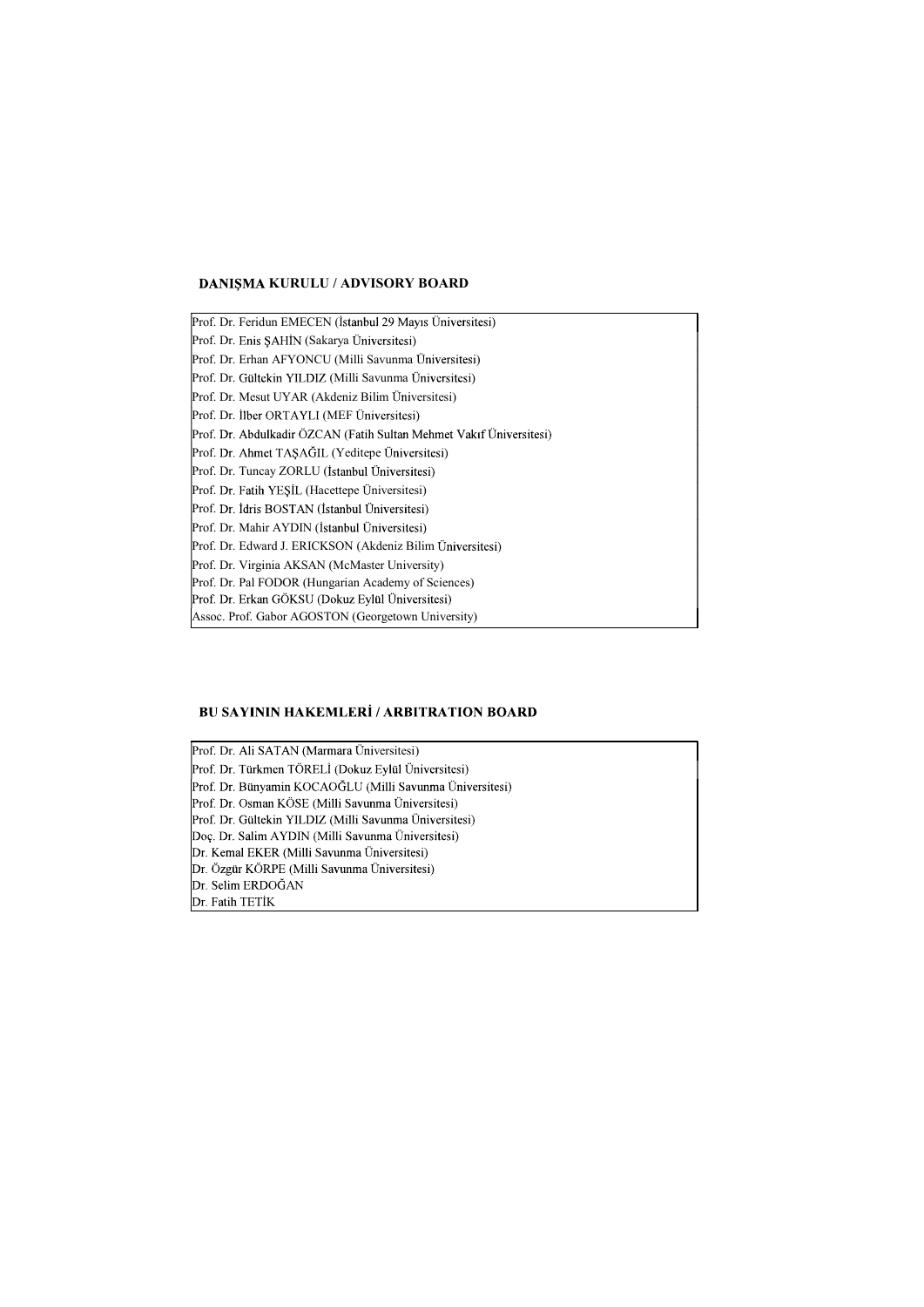## DANIŞMA KURULU / ADVISORY BOARD

| |
|---|
| Prof. Dr. Feridun EMECEN (İstanbul 29 Mayıs Üniversitesi) |
| Prof. Dr. Enis ŞAHİN (Sakarya Üniversitesi) |
| Prof. Dr. Erhan AFYONCU (Milli Savunma Üniversitesi) |
| Prof. Dr. Gültekin YILDIZ (Milli Savunma Üniversitesi) |
| Prof. Dr. Mesut UYAR (Akdeniz Bilim Üniversitesi) |
| Prof. Dr. İlber ORTAYLI (MEF Üniversitesi) |
| Prof. Dr. Abdulkadir ÖZCAN (Fatih Sultan Mehmet Vakıf Üniversitesi) |
| Prof. Dr. Ahmet TAŞAĞIL (Yeditepe Üniversitesi) |
| Prof. Dr. Tuncay ZORLU (İstanbul Üniversitesi) |
| Prof. Dr. Fatih YEŞİL (Hacettepe Üniversitesi) |
| Prof. Dr. İdris BOSTAN (İstanbul Üniversitesi) |
| Prof. Dr. Mahir AYDIN (İstanbul Üniversitesi) |
| Prof. Dr. Edward J. ERICKSON (Akdeniz Bilim Üniversitesi) |
| Prof. Dr. Virginia AKSAN (McMaster University) |
| Prof. Dr. Pal FODOR (Hungarian Academy of Sciences) |
| Prof. Dr. Erkan GÖKSU (Dokuz Eylül Üniversitesi) |
| Assoc. Prof. Gabor AGOSTON (Georgetown University) |

## BU SAYININ HAKEMLERİ / ARBITRATION BOARD

| |
|---|
| Prof. Dr. Ali SATAN (Marmara Üniversitesi) |
| Prof. Dr. Türkmen TÖRELİ (Dokuz Eylül Üniversitesi) |
| Prof. Dr. Bünyamin KOCAOĞLU (Milli Savunma Üniversitesi) |
| Prof. Dr. Osman KÖSE (Milli Savunma Üniversitesi) |
| Prof. Dr. Gültekin YILDIZ (Milli Savunma Üniversitesi) |
| Doç. Dr. Salim AYDIN (Milli Savunma Üniversitesi) |
| Dr. Kemal EKER (Milli Savunma Üniversitesi) |
| Dr. Özgür KÖRPE (Milli Savunma Üniversitesi) |
| Dr. Selim ERDOĞAN |
| Dr. Fatih TETİK |